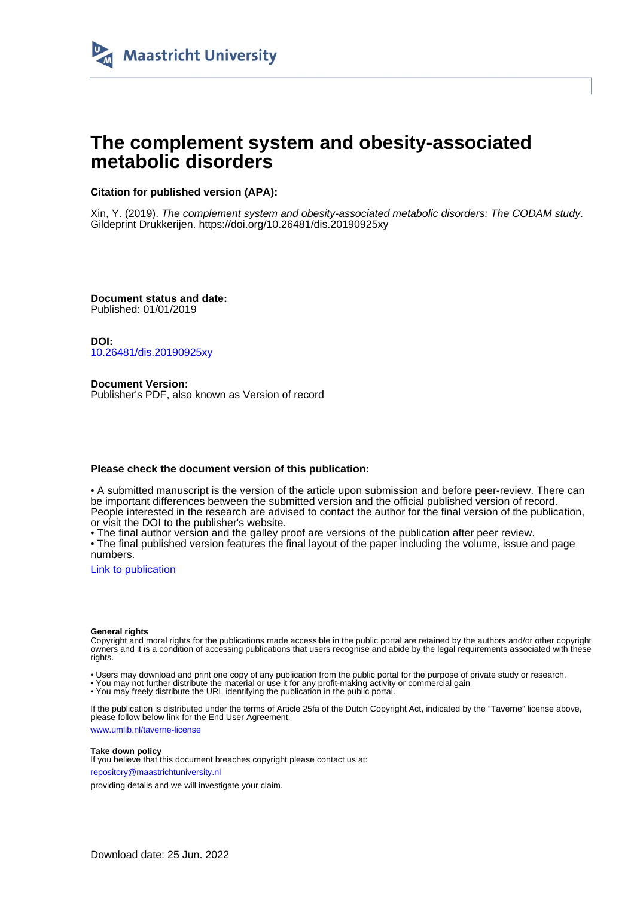Maastricht University

# The complement system and obesity-associated metabolic disorders

**Citation for published version (APA):**

Xin, Y. (2019). *The complement system and obesity-associated metabolic disorders: The CODAM study*. Gildeprint Drukkerijen. https://doi.org/10.26481/dis.20190925xy

**Document status and date:**
Published: 01/01/2019

**DOI:**
10.26481/dis.20190925xy

**Document Version:**
Publisher's PDF, also known as Version of record

**Please check the document version of this publication:**

• A submitted manuscript is the version of the article upon submission and before peer-review. There can be important differences between the submitted version and the official published version of record. People interested in the research are advised to contact the author for the final version of the publication, or visit the DOI to the publisher's website.
• The final author version and the galley proof are versions of the publication after peer review.
• The final published version features the final layout of the paper including the volume, issue and page numbers.

Link to publication

**General rights**
Copyright and moral rights for the publications made accessible in the public portal are retained by the authors and/or other copyright owners and it is a condition of accessing publications that users recognise and abide by the legal requirements associated with these rights.

• Users may download and print one copy of any publication from the public portal for the purpose of private study or research.
• You may not further distribute the material or use it for any profit-making activity or commercial gain
• You may freely distribute the URL identifying the publication in the public portal.

If the publication is distributed under the terms of Article 25fa of the Dutch Copyright Act, indicated by the "Taverne" license above, please follow below link for the End User Agreement:

www.umlib.nl/taverne-license

**Take down policy**
If you believe that this document breaches copyright please contact us at:

repository@maastrichtuniversity.nl

providing details and we will investigate your claim.

Download date: 25 Jun. 2022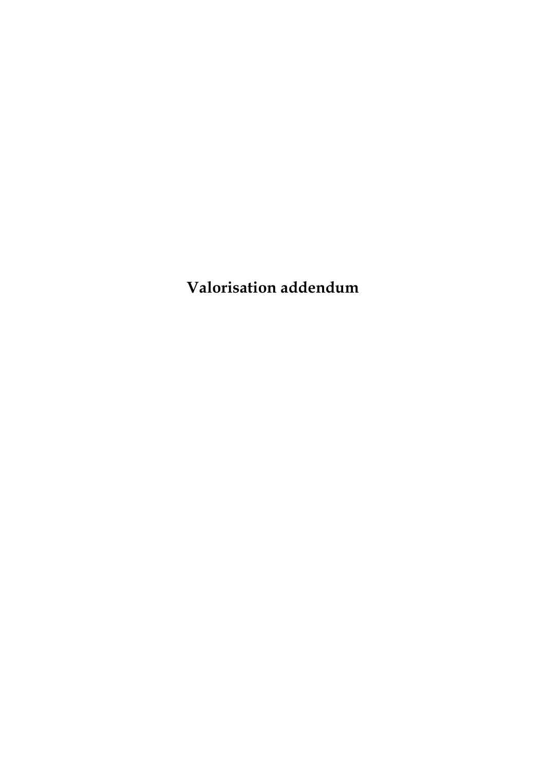# Valorisation addendum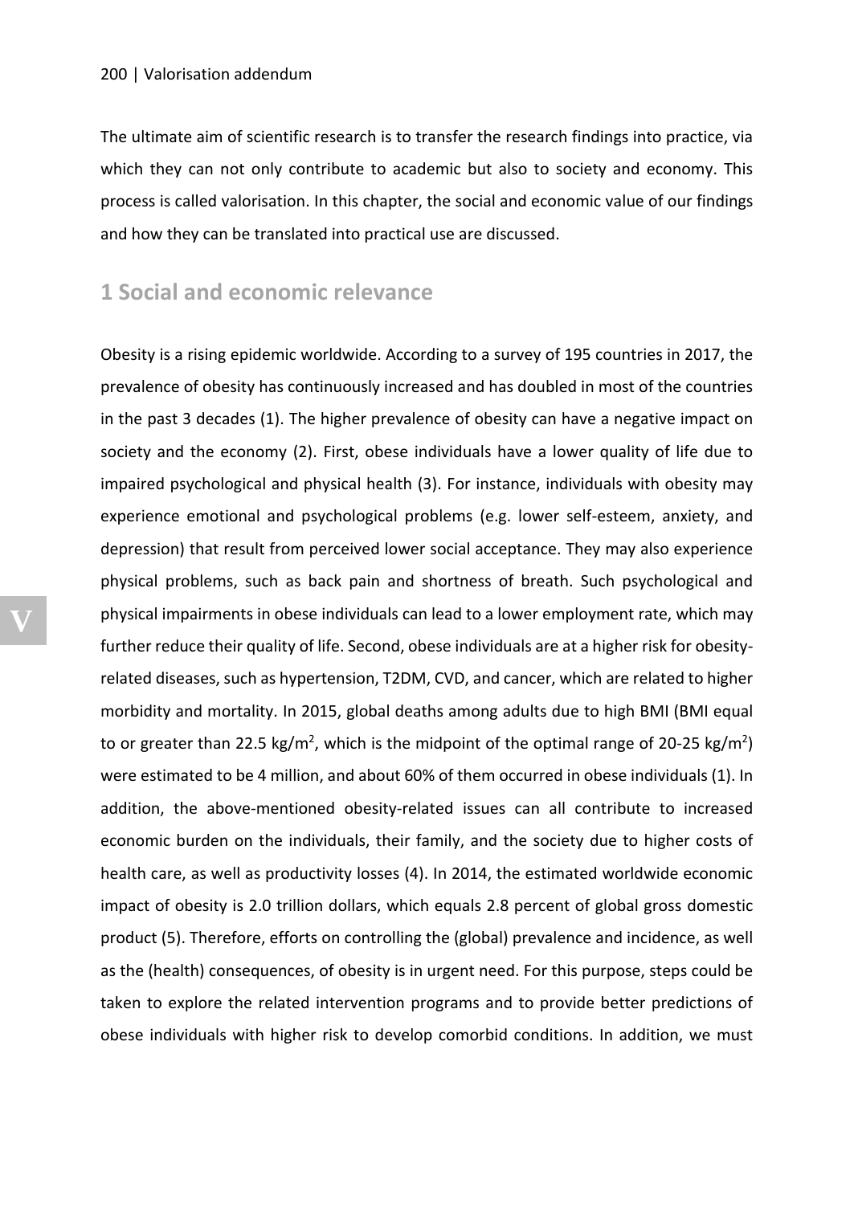The ultimate aim of scientific research is to transfer the research findings into practice, via which they can not only contribute to academic but also to society and economy. This process is called valorisation. In this chapter, the social and economic value of our findings and how they can be translated into practical use are discussed.

## 1 Social and economic relevance

Obesity is a rising epidemic worldwide. According to a survey of 195 countries in 2017, the prevalence of obesity has continuously increased and has doubled in most of the countries in the past 3 decades (1). The higher prevalence of obesity can have a negative impact on society and the economy (2). First, obese individuals have a lower quality of life due to impaired psychological and physical health (3). For instance, individuals with obesity may experience emotional and psychological problems (e.g. lower self-esteem, anxiety, and depression) that result from perceived lower social acceptance. They may also experience physical problems, such as back pain and shortness of breath. Such psychological and physical impairments in obese individuals can lead to a lower employment rate, which may further reduce their quality of life. Second, obese individuals are at a higher risk for obesity-related diseases, such as hypertension, T2DM, CVD, and cancer, which are related to higher morbidity and mortality. In 2015, global deaths among adults due to high BMI (BMI equal to or greater than 22.5 kg/m$^2$, which is the midpoint of the optimal range of 20-25 kg/m$^2$) were estimated to be 4 million, and about 60% of them occurred in obese individuals (1). In addition, the above-mentioned obesity-related issues can all contribute to increased economic burden on the individuals, their family, and the society due to higher costs of health care, as well as productivity losses (4). In 2014, the estimated worldwide economic impact of obesity is 2.0 trillion dollars, which equals 2.8 percent of global gross domestic product (5). Therefore, efforts on controlling the (global) prevalence and incidence, as well as the (health) consequences, of obesity is in urgent need. For this purpose, steps could be taken to explore the related intervention programs and to provide better predictions of obese individuals with higher risk to develop comorbid conditions. In addition, we must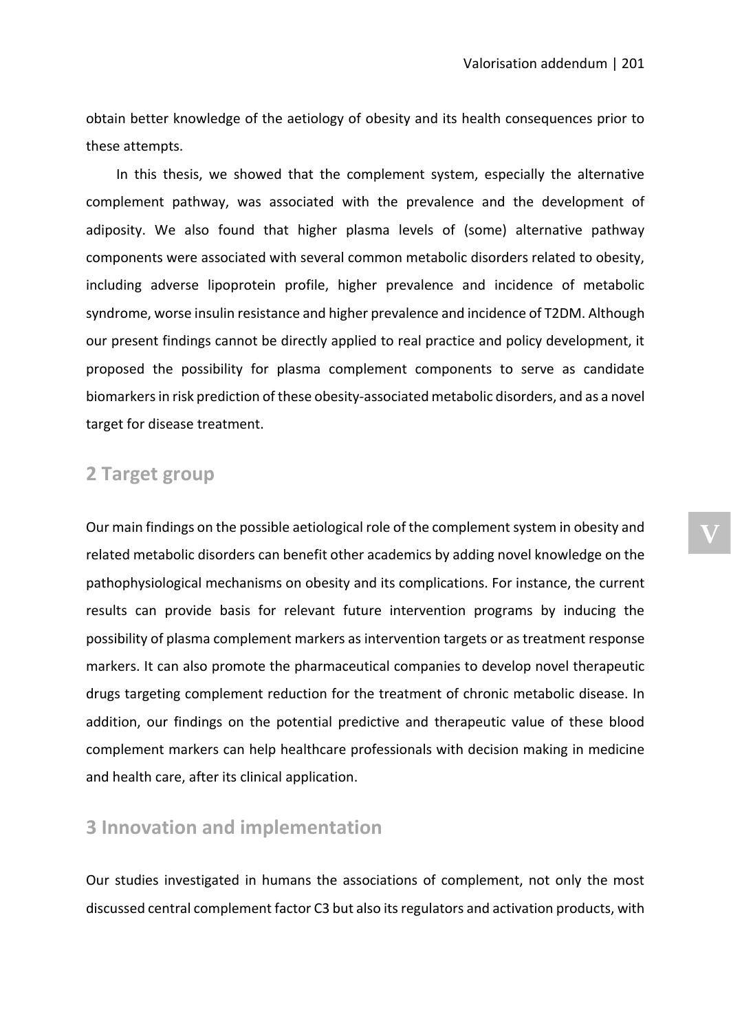obtain better knowledge of the aetiology of obesity and its health consequences prior to these attempts.

In this thesis, we showed that the complement system, especially the alternative complement pathway, was associated with the prevalence and the development of adiposity. We also found that higher plasma levels of (some) alternative pathway components were associated with several common metabolic disorders related to obesity, including adverse lipoprotein profile, higher prevalence and incidence of metabolic syndrome, worse insulin resistance and higher prevalence and incidence of T2DM. Although our present findings cannot be directly applied to real practice and policy development, it proposed the possibility for plasma complement components to serve as candidate biomarkers in risk prediction of these obesity-associated metabolic disorders, and as a novel target for disease treatment.

## 2 Target group

Our main findings on the possible aetiological role of the complement system in obesity and related metabolic disorders can benefit other academics by adding novel knowledge on the pathophysiological mechanisms on obesity and its complications. For instance, the current results can provide basis for relevant future intervention programs by inducing the possibility of plasma complement markers as intervention targets or as treatment response markers. It can also promote the pharmaceutical companies to develop novel therapeutic drugs targeting complement reduction for the treatment of chronic metabolic disease. In addition, our findings on the potential predictive and therapeutic value of these blood complement markers can help healthcare professionals with decision making in medicine and health care, after its clinical application.

## 3 Innovation and implementation

Our studies investigated in humans the associations of complement, not only the most discussed central complement factor C3 but also its regulators and activation products, with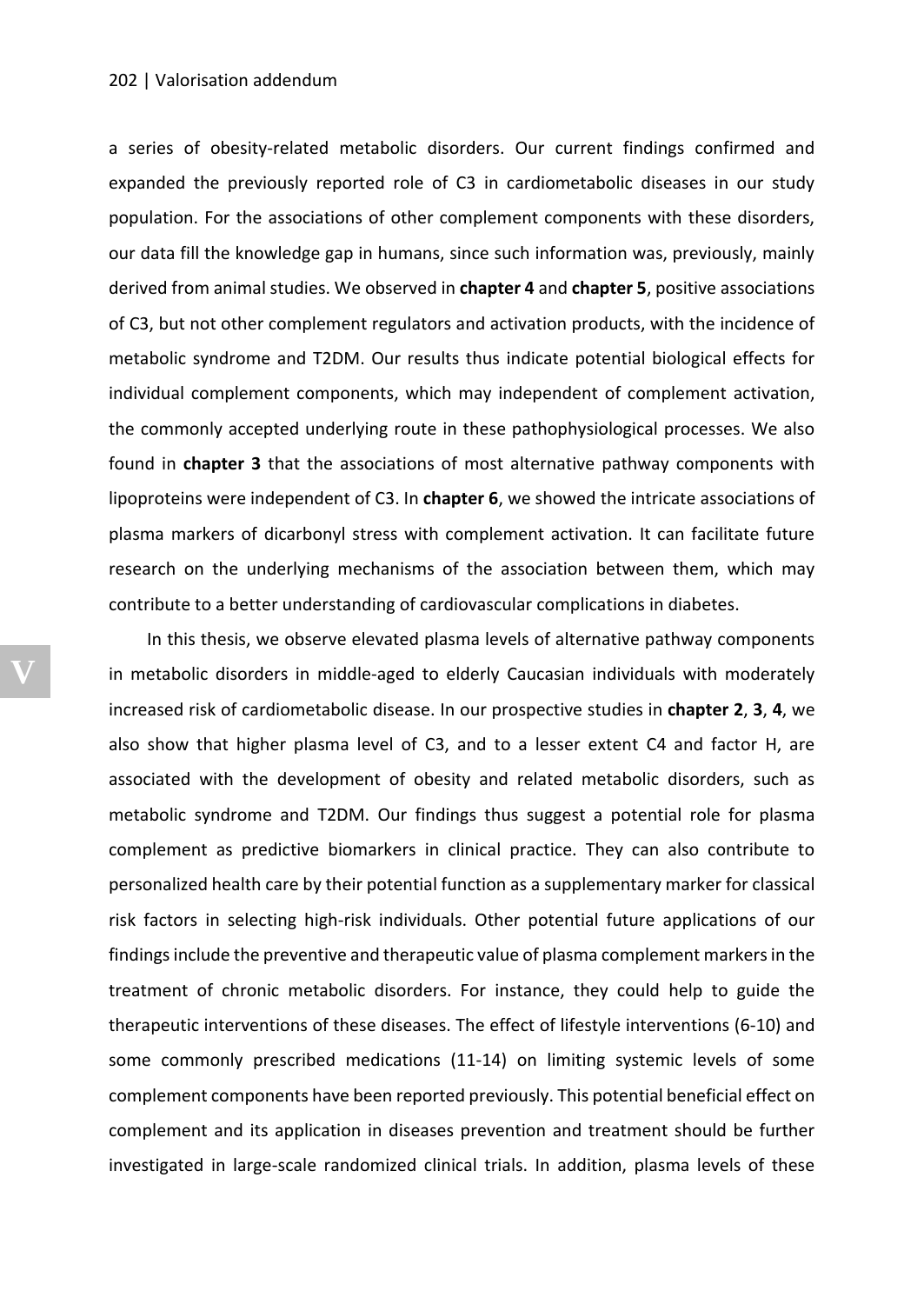a series of obesity-related metabolic disorders. Our current findings confirmed and expanded the previously reported role of C3 in cardiometabolic diseases in our study population. For the associations of other complement components with these disorders, our data fill the knowledge gap in humans, since such information was, previously, mainly derived from animal studies. We observed in **chapter 4** and **chapter 5**, positive associations of C3, but not other complement regulators and activation products, with the incidence of metabolic syndrome and T2DM. Our results thus indicate potential biological effects for individual complement components, which may independent of complement activation, the commonly accepted underlying route in these pathophysiological processes. We also found in **chapter 3** that the associations of most alternative pathway components with lipoproteins were independent of C3. In **chapter 6**, we showed the intricate associations of plasma markers of dicarbonyl stress with complement activation. It can facilitate future research on the underlying mechanisms of the association between them, which may contribute to a better understanding of cardiovascular complications in diabetes.

In this thesis, we observe elevated plasma levels of alternative pathway components in metabolic disorders in middle-aged to elderly Caucasian individuals with moderately increased risk of cardiometabolic disease. In our prospective studies in **chapter 2**, **3**, **4**, we also show that higher plasma level of C3, and to a lesser extent C4 and factor H, are associated with the development of obesity and related metabolic disorders, such as metabolic syndrome and T2DM. Our findings thus suggest a potential role for plasma complement as predictive biomarkers in clinical practice. They can also contribute to personalized health care by their potential function as a supplementary marker for classical risk factors in selecting high-risk individuals. Other potential future applications of our findings include the preventive and therapeutic value of plasma complement markers in the treatment of chronic metabolic disorders. For instance, they could help to guide the therapeutic interventions of these diseases. The effect of lifestyle interventions (6-10) and some commonly prescribed medications (11-14) on limiting systemic levels of some complement components have been reported previously. This potential beneficial effect on complement and its application in diseases prevention and treatment should be further investigated in large-scale randomized clinical trials. In addition, plasma levels of these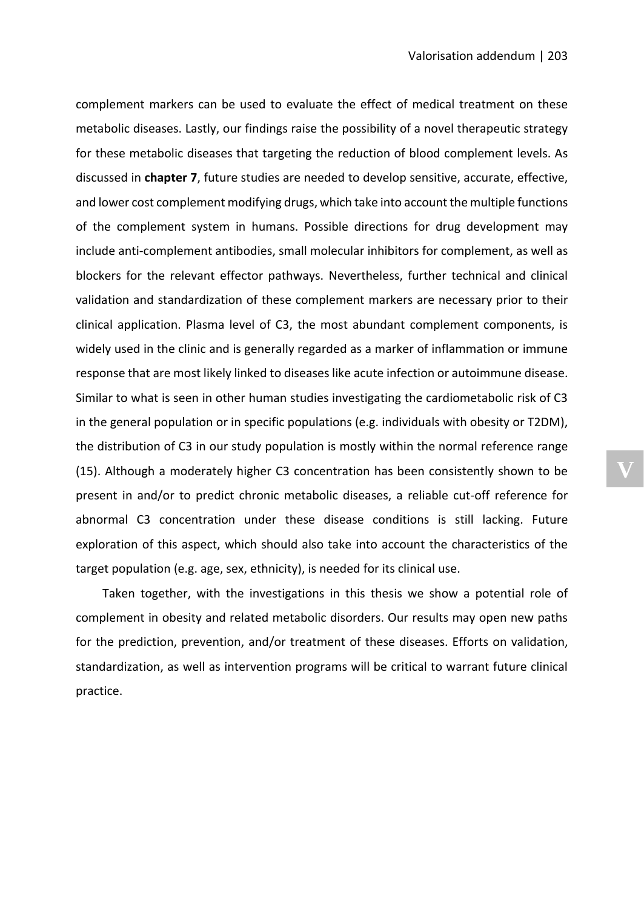complement markers can be used to evaluate the effect of medical treatment on these metabolic diseases. Lastly, our findings raise the possibility of a novel therapeutic strategy for these metabolic diseases that targeting the reduction of blood complement levels. As discussed in **chapter 7**, future studies are needed to develop sensitive, accurate, effective, and lower cost complement modifying drugs, which take into account the multiple functions of the complement system in humans. Possible directions for drug development may include anti-complement antibodies, small molecular inhibitors for complement, as well as blockers for the relevant effector pathways. Nevertheless, further technical and clinical validation and standardization of these complement markers are necessary prior to their clinical application. Plasma level of C3, the most abundant complement components, is widely used in the clinic and is generally regarded as a marker of inflammation or immune response that are most likely linked to diseases like acute infection or autoimmune disease. Similar to what is seen in other human studies investigating the cardiometabolic risk of C3 in the general population or in specific populations (e.g. individuals with obesity or T2DM), the distribution of C3 in our study population is mostly within the normal reference range (15). Although a moderately higher C3 concentration has been consistently shown to be present in and/or to predict chronic metabolic diseases, a reliable cut-off reference for abnormal C3 concentration under these disease conditions is still lacking. Future exploration of this aspect, which should also take into account the characteristics of the target population (e.g. age, sex, ethnicity), is needed for its clinical use.

Taken together, with the investigations in this thesis we show a potential role of complement in obesity and related metabolic disorders. Our results may open new paths for the prediction, prevention, and/or treatment of these diseases. Efforts on validation, standardization, as well as intervention programs will be critical to warrant future clinical practice.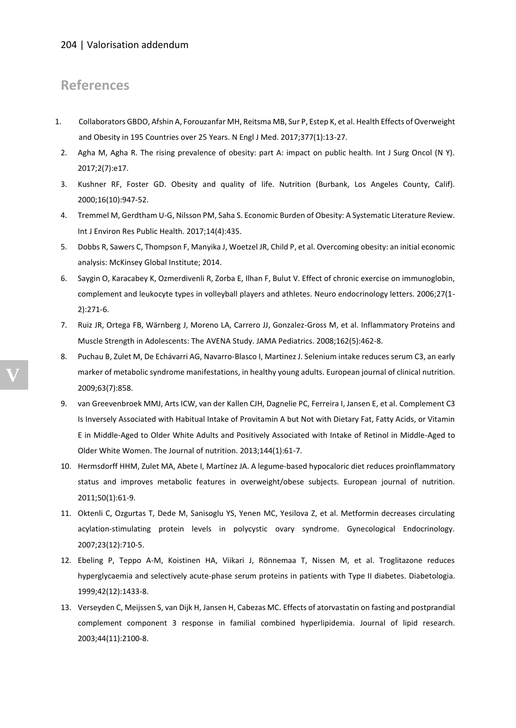## References

1. Collaborators GBDO, Afshin A, Forouzanfar MH, Reitsma MB, Sur P, Estep K, et al. Health Effects of Overweight and Obesity in 195 Countries over 25 Years. N Engl J Med. 2017;377(1):13-27.
2. Agha M, Agha R. The rising prevalence of obesity: part A: impact on public health. Int J Surg Oncol (N Y). 2017;2(7):e17.
3. Kushner RF, Foster GD. Obesity and quality of life. Nutrition (Burbank, Los Angeles County, Calif). 2000;16(10):947-52.
4. Tremmel M, Gerdtham U-G, Nilsson PM, Saha S. Economic Burden of Obesity: A Systematic Literature Review. Int J Environ Res Public Health. 2017;14(4):435.
5. Dobbs R, Sawers C, Thompson F, Manyika J, Woetzel JR, Child P, et al. Overcoming obesity: an initial economic analysis: McKinsey Global Institute; 2014.
6. Saygin O, Karacabey K, Ozmerdivenli R, Zorba E, Ilhan F, Bulut V. Effect of chronic exercise on immunoglobin, complement and leukocyte types in volleyball players and athletes. Neuro endocrinology letters. 2006;27(1-2):271-6.
7. Ruiz JR, Ortega FB, Wärnberg J, Moreno LA, Carrero JJ, Gonzalez-Gross M, et al. Inflammatory Proteins and Muscle Strength in Adolescents: The AVENA Study. JAMA Pediatrics. 2008;162(5):462-8.
8. Puchau B, Zulet M, De Echávarri AG, Navarro-Blasco I, Martinez J. Selenium intake reduces serum C3, an early marker of metabolic syndrome manifestations, in healthy young adults. European journal of clinical nutrition. 2009;63(7):858.
9. van Greevenbroek MMJ, Arts ICW, van der Kallen CJH, Dagnelie PC, Ferreira I, Jansen E, et al. Complement C3 Is Inversely Associated with Habitual Intake of Provitamin A but Not with Dietary Fat, Fatty Acids, or Vitamin E in Middle-Aged to Older White Adults and Positively Associated with Intake of Retinol in Middle-Aged to Older White Women. The Journal of nutrition. 2013;144(1):61-7.
10. Hermsdorff HHM, Zulet MA, Abete I, Martínez JA. A legume-based hypocaloric diet reduces proinflammatory status and improves metabolic features in overweight/obese subjects. European journal of nutrition. 2011;50(1):61-9.
11. Oktenli C, Ozgurtas T, Dede M, Sanisoglu YS, Yenen MC, Yesilova Z, et al. Metformin decreases circulating acylation-stimulating protein levels in polycystic ovary syndrome. Gynecological Endocrinology. 2007;23(12):710-5.
12. Ebeling P, Teppo A-M, Koistinen HA, Viikari J, Rönnemaa T, Nissen M, et al. Troglitazone reduces hyperglycaemia and selectively acute-phase serum proteins in patients with Type II diabetes. Diabetologia. 1999;42(12):1433-8.
13. Verseyden C, Meijssen S, van Dijk H, Jansen H, Cabezas MC. Effects of atorvastatin on fasting and postprandial complement component 3 response in familial combined hyperlipidemia. Journal of lipid research. 2003;44(11):2100-8.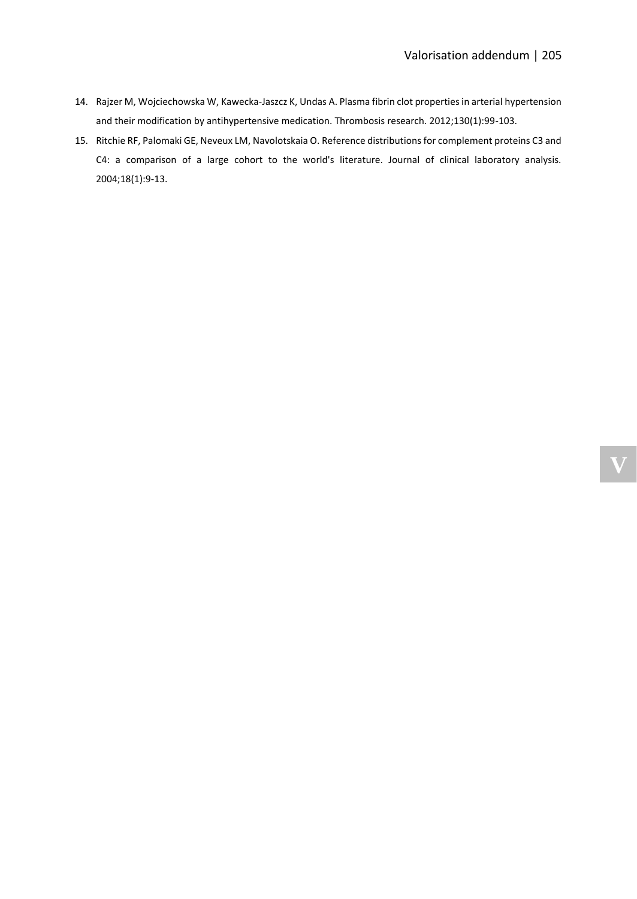14. Rajzer M, Wojciechowska W, Kawecka-Jaszcz K, Undas A. Plasma fibrin clot properties in arterial hypertension and their modification by antihypertensive medication. Thrombosis research. 2012;130(1):99-103.
15. Ritchie RF, Palomaki GE, Neveux LM, Navolotskaia O. Reference distributions for complement proteins C3 and C4: a comparison of a large cohort to the world's literature. Journal of clinical laboratory analysis. 2004;18(1):9-13.